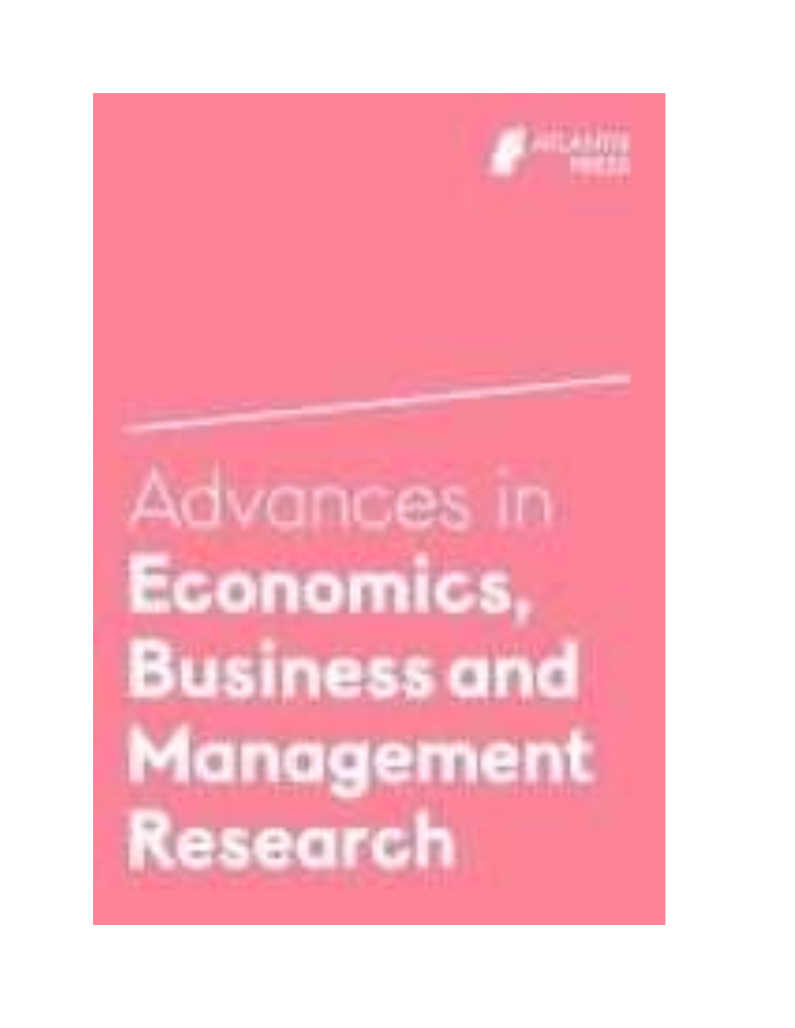ATLANTIS PRESS

Advances in

# Economics, Business and Management Research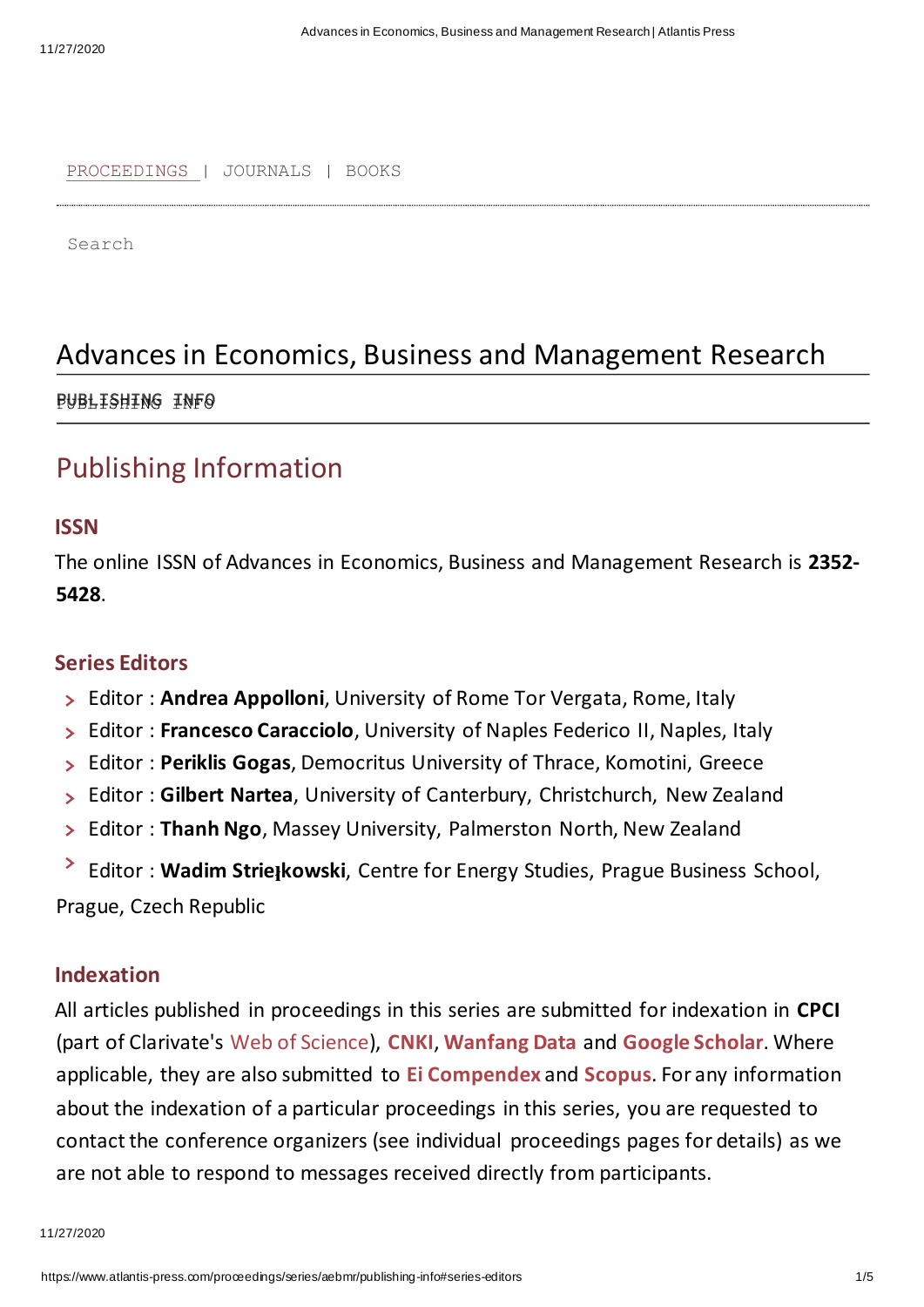PROCEEDINGS | JOURNALS | BOOKS

Search

# Advances in Economics, Business and Management Research

PUBLISHING INFO

## Publishing Information

### ISSN

The online ISSN of Advances in Economics, Business and Management Research is **2352-5428**.

### Series Editors

- Editor : **Andrea Appolloni**, University of Rome Tor Vergata, Rome, Italy
- Editor : **Francesco Caracciolo**, University of Naples Federico II, Naples, Italy
- Editor : **Periklis Gogas**, Democritus University of Thrace, Komotini, Greece
- Editor : **Gilbert Nartea**, University of Canterbury, Christchurch, New Zealand
- Editor : **Thanh Ngo**, Massey University, Palmerston North, New Zealand
- Editor : **Wadim Strielkowski**, Centre for Energy Studies, Prague Business School, Prague, Czech Republic

### Indexation

All articles published in proceedings in this series are submitted for indexation in **CPCI** (part of Clarivate's Web of Science), **CNKI**, **Wanfang Data** and **Google Scholar**. Where applicable, they are also submitted to **Ei Compendex** and **Scopus**. For any information about the indexation of a particular proceedings in this series, you are requested to contact the conference organizers (see individual proceedings pages for details) as we are not able to respond to messages received directly from participants.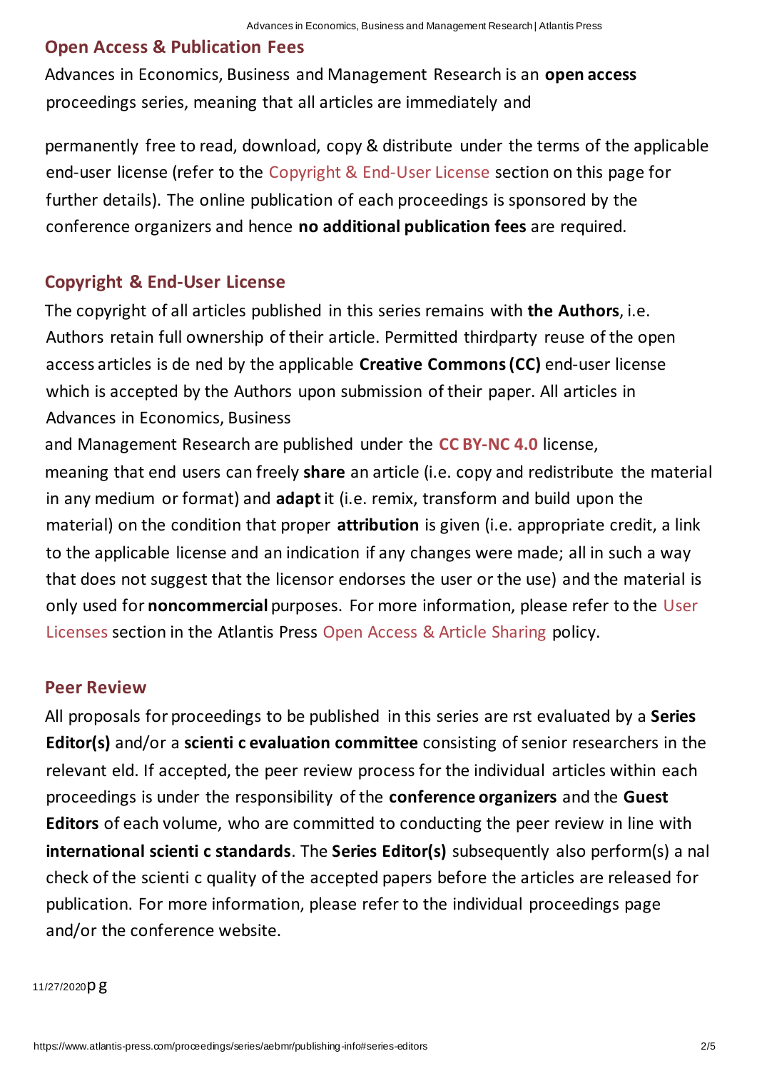## Open Access & Publication Fees

Advances in Economics, Business and Management Research is an **open access** proceedings series, meaning that all articles are immediately and

permanently free to read, download, copy & distribute under the terms of the applicable end-user license (refer to the Copyright & End-User License section on this page for further details). The online publication of each proceedings is sponsored by the conference organizers and hence **no additional publication fees** are required.

## Copyright & End-User License

The copyright of all articles published in this series remains with **the Authors**, i.e. Authors retain full ownership of their article. Permitted thirdparty reuse of the open access articles is de ned by the applicable **Creative Commons (CC)** end-user license which is accepted by the Authors upon submission of their paper. All articles in Advances in Economics, Business

and Management Research are published under the **CC BY-NC 4.0** license, meaning that end users can freely **share** an article (i.e. copy and redistribute the material in any medium or format) and **adapt** it (i.e. remix, transform and build upon the material) on the condition that proper **attribution** is given (i.e. appropriate credit, a link to the applicable license and an indication if any changes were made; all in such a way that does not suggest that the licensor endorses the user or the use) and the material is only used for **noncommercial** purposes. For more information, please refer to the User Licenses section in the Atlantis Press Open Access & Article Sharing policy.

## Peer Review

All proposals for proceedings to be published in this series are rst evaluated by a **Series Editor(s)** and/or a **scienti c evaluation committee** consisting of senior researchers in the relevant eld. If accepted, the peer review process for the individual articles within each proceedings is under the responsibility of the **conference organizers** and the **Guest Editors** of each volume, who are committed to conducting the peer review in line with **international scienti c standards**. The **Series Editor(s)** subsequently also perform(s) a nal check of the scienti c quality of the accepted papers before the articles are released for publication. For more information, please refer to the individual proceedings page and/or the conference website.

11/27/2020p g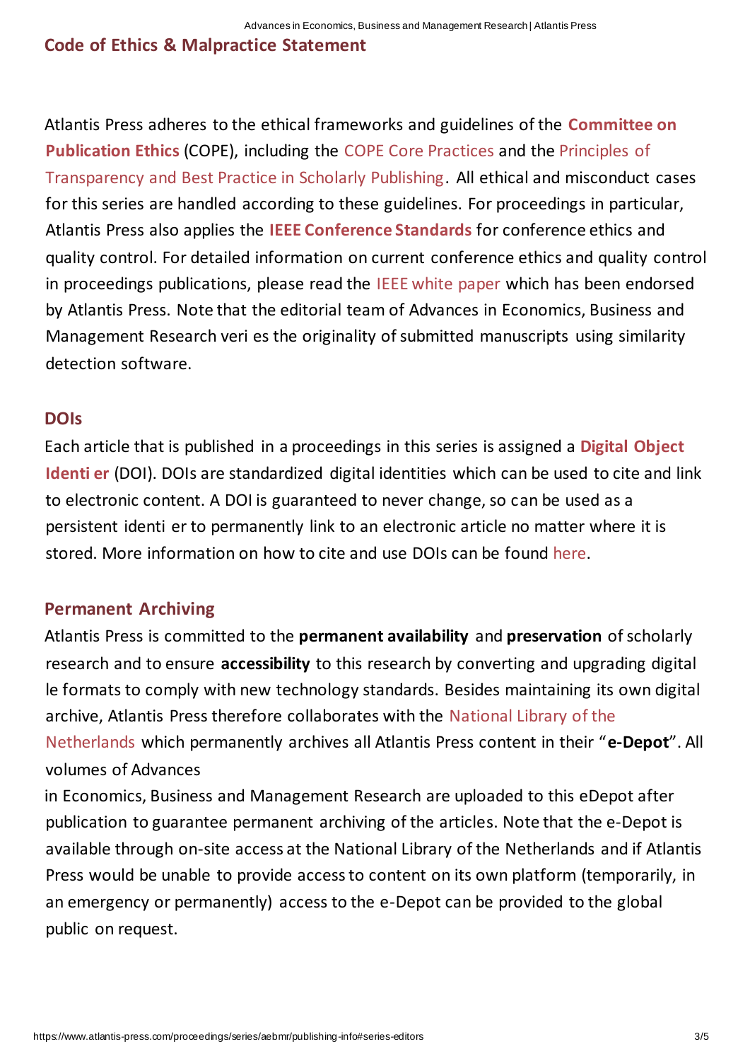## Code of Ethics & Malpractice Statement

Atlantis Press adheres to the ethical frameworks and guidelines of the **Committee on Publication Ethics** (COPE), including the COPE Core Practices and the Principles of Transparency and Best Practice in Scholarly Publishing. All ethical and misconduct cases for this series are handled according to these guidelines. For proceedings in particular, Atlantis Press also applies the **IEEE Conference Standards** for conference ethics and quality control. For detailed information on current conference ethics and quality control in proceedings publications, please read the IEEE white paper which has been endorsed by Atlantis Press. Note that the editorial team of Advances in Economics, Business and Management Research veri es the originality of submitted manuscripts using similarity detection software.

## DOIs

Each article that is published in a proceedings in this series is assigned a **Digital Object Identi er** (DOI). DOIs are standardized digital identities which can be used to cite and link to electronic content. A DOI is guaranteed to never change, so can be used as a persistent identi er to permanently link to an electronic article no matter where it is stored. More information on how to cite and use DOIs can be found here.

## Permanent Archiving

Atlantis Press is committed to the **permanent availability** and **preservation** of scholarly research and to ensure **accessibility** to this research by converting and upgrading digital le formats to comply with new technology standards. Besides maintaining its own digital archive, Atlantis Press therefore collaborates with the National Library of the Netherlands which permanently archives all Atlantis Press content in their "**e-Depot**". All volumes of Advances in Economics, Business and Management Research are uploaded to this eDepot after publication to guarantee permanent archiving of the articles. Note that the e-Depot is available through on-site access at the National Library of the Netherlands and if Atlantis Press would be unable to provide access to content on its own platform (temporarily, in an emergency or permanently) access to the e-Depot can be provided to the global public on request.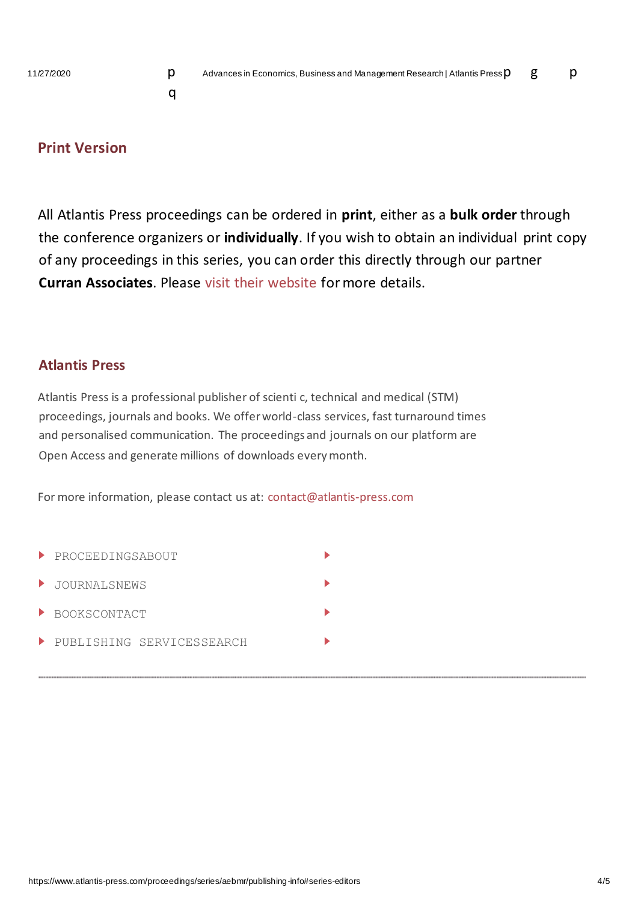## Print Version

All Atlantis Press proceedings can be ordered in **print**, either as a **bulk order** through the conference organizers or **individually**. If you wish to obtain an individual print copy of any proceedings in this series, you can order this directly through our partner **Curran Associates**. Please visit their website for more details.

## Atlantis Press

Atlantis Press is a professional publisher of scienti c, technical and medical (STM) proceedings, journals and books. We offer world-class services, fast turnaround times and personalised communication. The proceedings and journals on our platform are Open Access and generate millions of downloads every month.

For more information, please contact us at: contact@atlantis-press.com

- PROCEEDINGS
- JOURNALS
- BOOKS
- PUBLISHING SERVICES
- ABOUT
- NEWS
- CONTACT
- SEARCH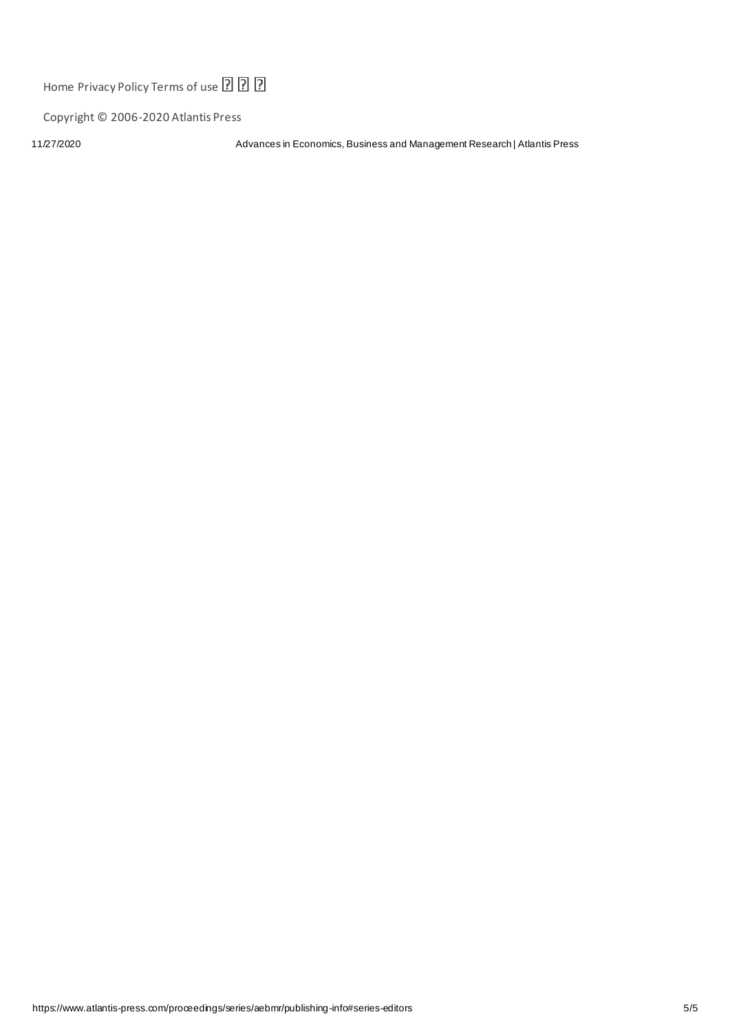Home Privacy Policy Terms of use

Copyright © 2006-2020 Atlantis Press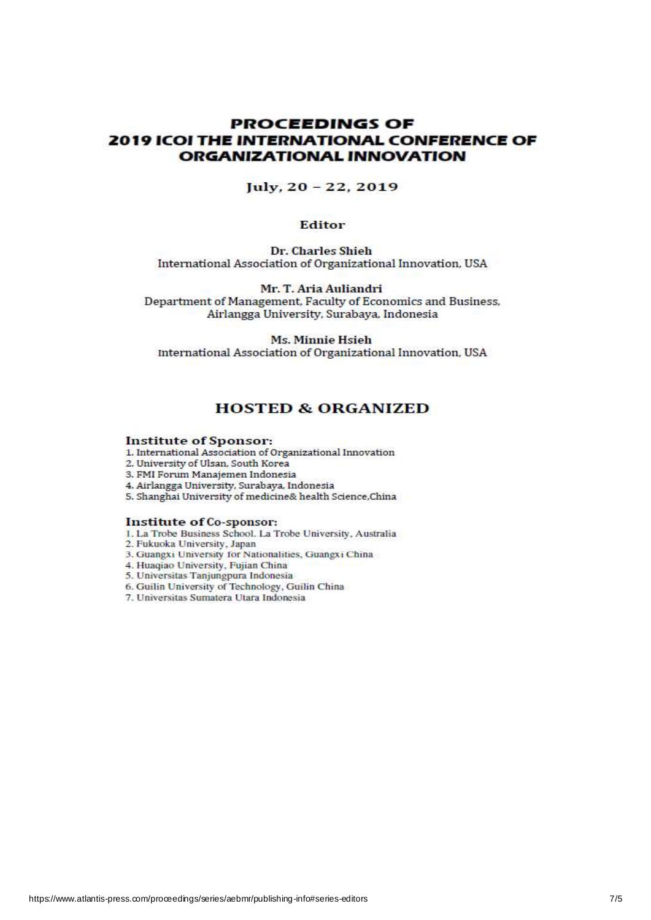# PROCEEDINGS OF 2019 ICOI THE INTERNATIONAL CONFERENCE OF ORGANIZATIONAL INNOVATION

July, 20 – 22, 2019

## Editor

**Dr. Charles Shieh**
International Association of Organizational Innovation, USA

**Mr. T. Aria Auliandri**
Department of Management, Faculty of Economics and Business, Airlangga University, Surabaya, Indonesia

**Ms. Minnie Hsieh**
International Association of Organizational Innovation, USA

## HOSTED & ORGANIZED

### Institute of Sponsor:

1. International Association of Organizational Innovation
2. University of Ulsan, South Korea
3. FMI Forum Manajemen Indonesia
4. Airlangga University, Surabaya, Indonesia
5. Shanghai University of medicine& health Science,China

### Institute of Co-sponsor:

1. La Trobe Business School. La Trobe University, Australia
2. Fukuoka University, Japan
3. Guangxi University for Nationalities, Guangxi China
4. Huaqiao University, Fujian China
5. Universitas Tanjungpura Indonesia
6. Guilin University of Technology, Guilin China
7. Universitas Sumatera Utara Indonesia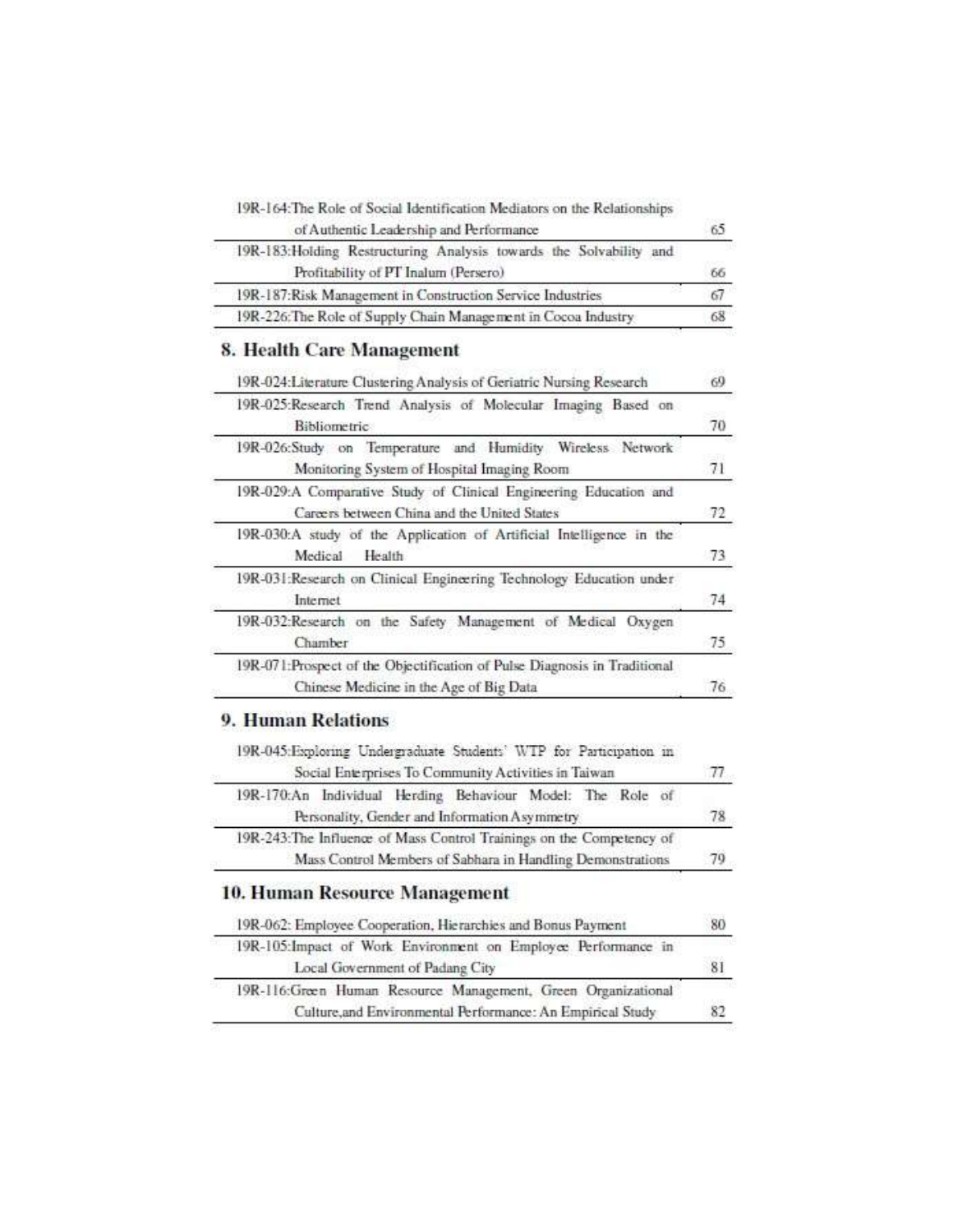| | |
|---|---|
| 19R-164:The Role of Social Identification Mediators on the Relationships of Authentic Leadership and Performance | 65 |
| 19R-183:Holding Restructuring Analysis towards the Solvability and Profitability of PT Inalum (Persero) | 66 |
| 19R-187:Risk Management in Construction Service Industries | 67 |
| 19R-226:The Role of Supply Chain Management in Cocoa Industry | 68 |

## 8. Health Care Management

| | |
|---|---|
| 19R-024:Literature Clustering Analysis of Geriatric Nursing Research | 69 |
| 19R-025:Research Trend Analysis of Molecular Imaging Based on Bibliometric | 70 |
| 19R-026:Study on Temperature and Humidity Wireless Network Monitoring System of Hospital Imaging Room | 71 |
| 19R-029:A Comparative Study of Clinical Engineering Education and Careers between China and the United States | 72 |
| 19R-030:A study of the Application of Artificial Intelligence in the Medical Health | 73 |
| 19R-031:Research on Clinical Engineering Technology Education under Internet | 74 |
| 19R-032:Research on the Safety Management of Medical Oxygen Chamber | 75 |
| 19R-071:Prospect of the Objectification of Pulse Diagnosis in Traditional Chinese Medicine in the Age of Big Data | 76 |

## 9. Human Relations

| | |
|---|---|
| 19R-045:Exploring Undergraduate Students' WTP for Participation in Social Enterprises To Community Activities in Taiwan | 77 |
| 19R-170:An Individual Herding Behaviour Model: The Role of Personality, Gender and Information Asymmetry | 78 |
| 19R-243:The Influence of Mass Control Trainings on the Competency of Mass Control Members of Sabhara in Handling Demonstrations | 79 |

## 10. Human Resource Management

| | |
|---|---|
| 19R-062: Employee Cooperation, Hierarchies and Bonus Payment | 80 |
| 19R-105:Impact of Work Environment on Employee Performance in Local Government of Padang City | 81 |
| 19R-116:Green Human Resource Management, Green Organizational Culture,and Environmental Performance: An Empirical Study | 82 |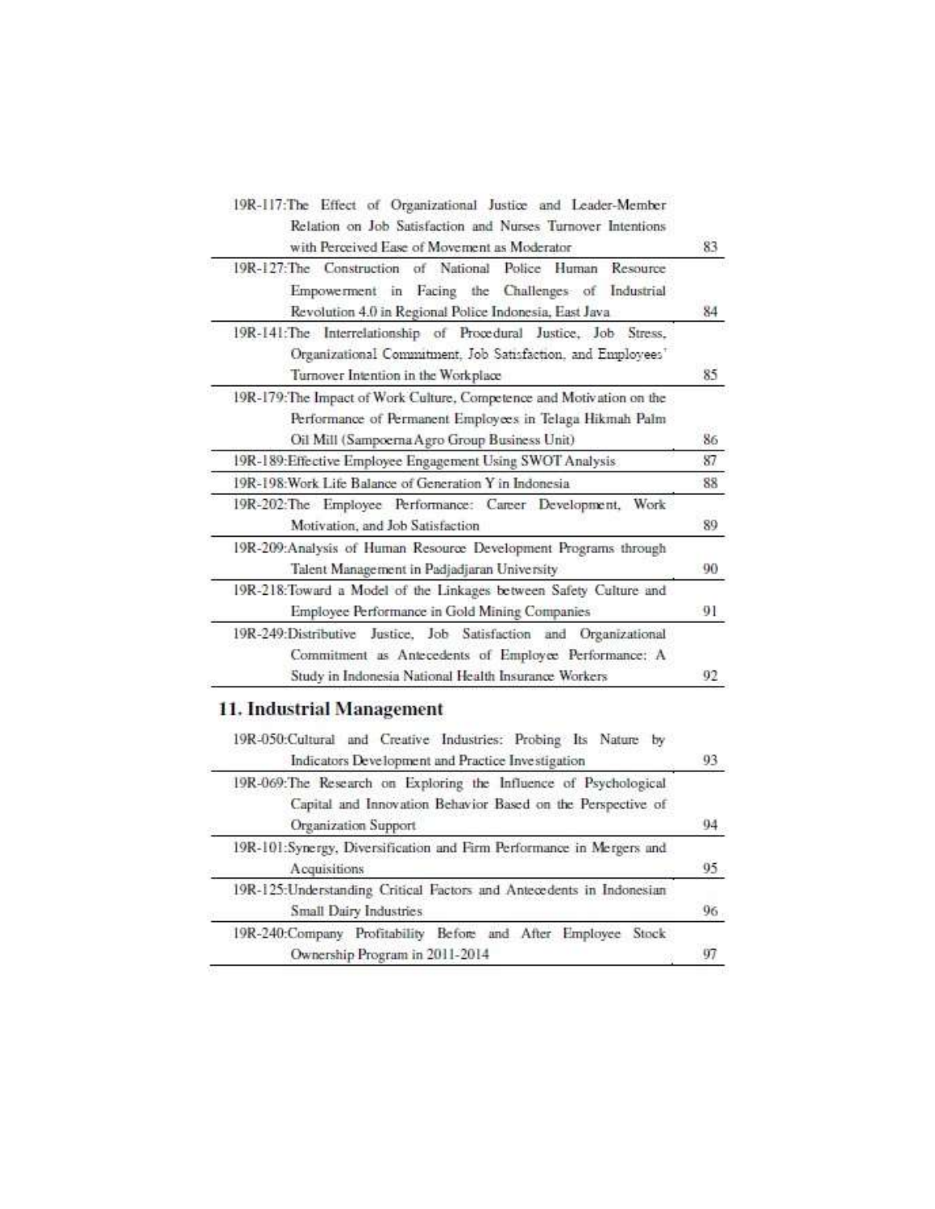| | |
|---|---|
| 19R-117:The Effect of Organizational Justice and Leader-Member Relation on Job Satisfaction and Nurses Turnover Intentions with Perceived Ease of Movement as Moderator | 83 |
| 19R-127:The Construction of National Police Human Resource Empowerment in Facing the Challenges of Industrial Revolution 4.0 in Regional Police Indonesia, East Java | 84 |
| 19R-141:The Interrelationship of Procedural Justice, Job Stress, Organizational Commitment, Job Satisfaction, and Employees' Turnover Intention in the Workplace | 85 |
| 19R-179:The Impact of Work Culture, Competence and Motivation on the Performance of Permanent Employees in Telaga Hikmah Palm Oil Mill (Sampoerna Agro Group Business Unit) | 86 |
| 19R-189:Effective Employee Engagement Using SWOT Analysis | 87 |
| 19R-198:Work Life Balance of Generation Y in Indonesia | 88 |
| 19R-202:The Employee Performance: Career Development, Work Motivation, and Job Satisfaction | 89 |
| 19R-209:Analysis of Human Resource Development Programs through Talent Management in Padjadjaran University | 90 |
| 19R-218:Toward a Model of the Linkages between Safety Culture and Employee Performance in Gold Mining Companies | 91 |
| 19R-249:Distributive Justice, Job Satisfaction and Organizational Commitment as Antecedents of Employee Performance: A Study in Indonesia National Health Insurance Workers | 92 |

## 11. Industrial Management

| | |
|---|---|
| 19R-050:Cultural and Creative Industries: Probing Its Nature by Indicators Development and Practice Investigation | 93 |
| 19R-069:The Research on Exploring the Influence of Psychological Capital and Innovation Behavior Based on the Perspective of Organization Support | 94 |
| 19R-101:Synergy, Diversification and Firm Performance in Mergers and Acquisitions | 95 |
| 19R-125:Understanding Critical Factors and Antecedents in Indonesian Small Dairy Industries | 96 |
| 19R-240:Company Profitability Before and After Employee Stock Ownership Program in 2011-2014 | 97 |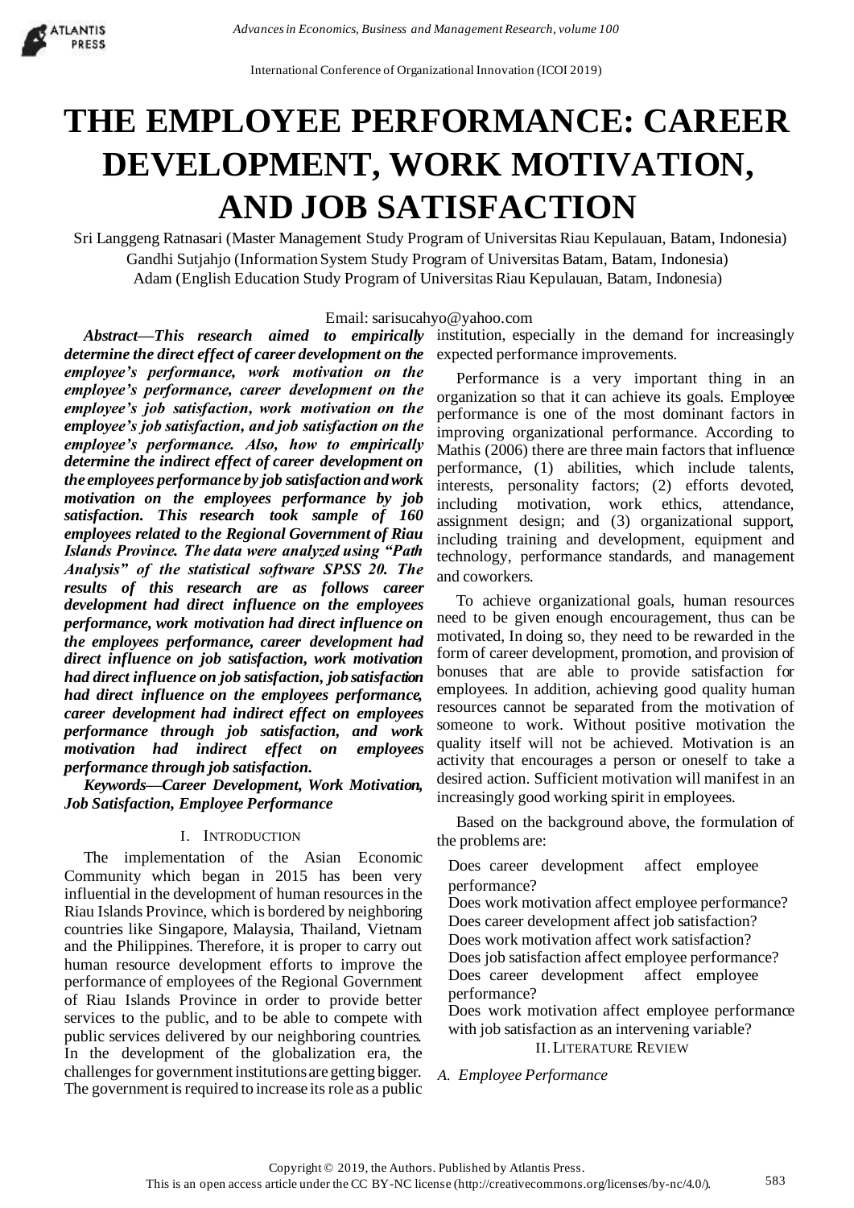# THE EMPLOYEE PERFORMANCE: CAREER DEVELOPMENT, WORK MOTIVATION, AND JOB SATISFACTION

Sri Langgeng Ratnasari (Master Management Study Program of Universitas Riau Kepulauan, Batam, Indonesia)
Gandhi Sutjahjo (Information System Study Program of Universitas Batam, Batam, Indonesia)
Adam (English Education Study Program of Universitas Riau Kepulauan, Batam, Indonesia)

Email: sarisucahyo@yahoo.com

***Abstract—This research aimed to empirically determine the direct effect of career development on the employee's performance, work motivation on the employee's performance, career development on the employee's job satisfaction, work motivation on the employee's job satisfaction, and job satisfaction on the employee's performance. Also, how to empirically determine the indirect effect of career development on the employees performance by job satisfaction and work motivation on the employees performance by job satisfaction. This research took sample of 160 employees related to the Regional Government of Riau Islands Province. The data were analyzed using "Path Analysis" of the statistical software SPSS 20. The results of this research are as follows career development had direct influence on the employees performance, work motivation had direct influence on the employees performance, career development had direct influence on job satisfaction, work motivation had direct influence on job satisfaction, job satisfaction had direct influence on the employees performance, career development had indirect effect on employees performance through job satisfaction, and work motivation had indirect effect on employees performance through job satisfaction.***

***Keywords—Career Development, Work Motivation, Job Satisfaction, Employee Performance***

## I. INTRODUCTION

The implementation of the Asian Economic Community which began in 2015 has been very influential in the development of human resources in the Riau Islands Province, which is bordered by neighboring countries like Singapore, Malaysia, Thailand, Vietnam and the Philippines. Therefore, it is proper to carry out human resource development efforts to improve the performance of employees of the Regional Government of Riau Islands Province in order to provide better services to the public, and to be able to compete with public services delivered by our neighboring countries. In the development of the globalization era, the challenges for government institutions are getting bigger. The government is required to increase its role as a public institution, especially in the demand for increasingly expected performance improvements.

Performance is a very important thing in an organization so that it can achieve its goals. Employee performance is one of the most dominant factors in improving organizational performance. According to Mathis (2006) there are three main factors that influence performance, (1) abilities, which include talents, interests, personality factors; (2) efforts devoted, including motivation, work ethics, attendance, assignment design; and (3) organizational support, including training and development, equipment and technology, performance standards, and management and coworkers.

To achieve organizational goals, human resources need to be given enough encouragement, thus can be motivated, In doing so, they need to be rewarded in the form of career development, promotion, and provision of bonuses that are able to provide satisfaction for employees. In addition, achieving good quality human resources cannot be separated from the motivation of someone to work. Without positive motivation the quality itself will not be achieved. Motivation is an activity that encourages a person or oneself to take a desired action. Sufficient motivation will manifest in an increasingly good working spirit in employees.

Based on the background above, the formulation of the problems are:

Does career development affect employee performance?
Does work motivation affect employee performance?
Does career development affect job satisfaction?
Does work motivation affect work satisfaction?
Does job satisfaction affect employee performance?
Does career development affect employee performance?
Does work motivation affect employee performance with job satisfaction as an intervening variable?

## II. LITERATURE REVIEW

### *A. Employee Performance*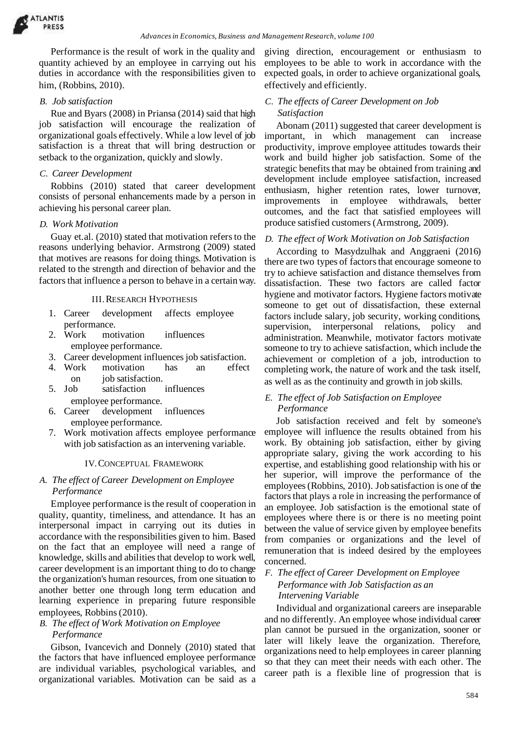Performance is the result of work in the quality and quantity achieved by an employee in carrying out his duties in accordance with the responsibilities given to him, (Robbins, 2010).

### *B. Job satisfaction*

Rue and Byars (2008) in Priansa (2014) said that high job satisfaction will encourage the realization of organizational goals effectively. While a low level of job satisfaction is a threat that will bring destruction or setback to the organization, quickly and slowly.

### *C. Career Development*

Robbins (2010) stated that career development consists of personal enhancements made by a person in achieving his personal career plan.

### *D. Work Motivation*

Guay et.al. (2010) stated that motivation refers to the reasons underlying behavior. Armstrong (2009) stated that motives are reasons for doing things. Motivation is related to the strength and direction of behavior and the factors that influence a person to behave in a certain way.

## III. Research Hypothesis

1. Career development affects employee performance.
2. Work motivation influences employee performance.
3. Career development influences job satisfaction.
4. Work motivation has an effect on job satisfaction.
5. Job satisfaction influences employee performance.
6. Career development influences employee performance.
7. Work motivation affects employee performance with job satisfaction as an intervening variable.

## IV. Conceptual Framework

### *A. The effect of Career Development on Employee Performance*

Employee performance is the result of cooperation in quality, quantity, timeliness, and attendance. It has an interpersonal impact in carrying out its duties in accordance with the responsibilities given to him. Based on the fact that an employee will need a range of knowledge, skills and abilities that develop to work well, career development is an important thing to do to change the organization's human resources, from one situation to another better one through long term education and learning experience in preparing future responsible employees, Robbins (2010).

### *B. The effect of Work Motivation on Employee Performance*

Gibson, Ivancevich and Donnely (2010) stated that the factors that have influenced employee performance are individual variables, psychological variables, and organizational variables. Motivation can be said as a giving direction, encouragement or enthusiasm to employees to be able to work in accordance with the expected goals, in order to achieve organizational goals, effectively and efficiently.

### *C. The effects of Career Development on Job Satisfaction*

Abonam (2011) suggested that career development is important, in which management can increase productivity, improve employee attitudes towards their work and build higher job satisfaction. Some of the strategic benefits that may be obtained from training and development include employee satisfaction, increased enthusiasm, higher retention rates, lower turnover, improvements in employee withdrawals, better outcomes, and the fact that satisfied employees will produce satisfied customers (Armstrong, 2009).

### *D. The effect of Work Motivation on Job Satisfaction*

According to Masydzulhak and Anggraeni (2016) there are two types of factors that encourage someone to try to achieve satisfaction and distance themselves from dissatisfaction. These two factors are called factor hygiene and motivator factors. Hygiene factors motivate someone to get out of dissatisfaction, these external factors include salary, job security, working conditions, supervision, interpersonal relations, policy and administration. Meanwhile, motivator factors motivate someone to try to achieve satisfaction, which include the achievement or completion of a job, introduction to completing work, the nature of work and the task itself, as well as as the continuity and growth in job skills.

### *E. The effect of Job Satisfaction on Employee Performance*

Job satisfaction received and felt by someone's employee will influence the results obtained from his work. By obtaining job satisfaction, either by giving appropriate salary, giving the work according to his expertise, and establishing good relationship with his or her superior, will improve the performance of the employees (Robbins, 2010). Job satisfaction is one of the factors that plays a role in increasing the performance of an employee. Job satisfaction is the emotional state of employees where there is or there is no meeting point between the value of service given by employee benefits from companies or organizations and the level of remuneration that is indeed desired by the employees concerned.

### *F. The effect of Career Development on Employee Performance with Job Satisfaction as an Intervening Variable*

Individual and organizational careers are inseparable and no differently. An employee whose individual career plan cannot be pursued in the organization, sooner or later will likely leave the organization. Therefore, organizations need to help employees in career planning so that they can meet their needs with each other. The career path is a flexible line of progression that is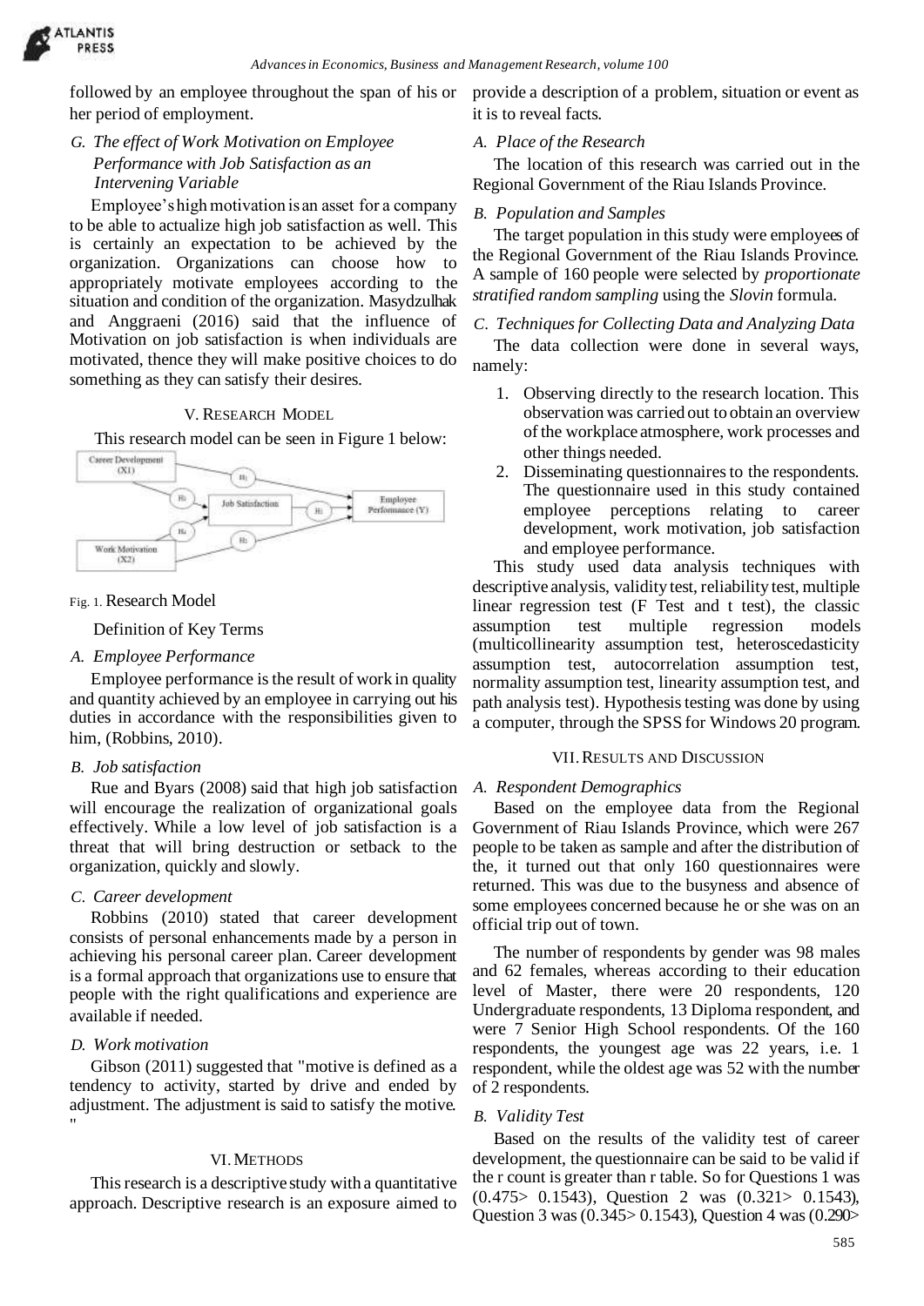followed by an employee throughout the span of his or her period of employment.

### G. The effect of Work Motivation on Employee Performance with Job Satisfaction as an Intervening Variable

Employee's high motivation is an asset for a company to be able to actualize high job satisfaction as well. This is certainly an expectation to be achieved by the organization. Organizations can choose how to appropriately motivate employees according to the situation and condition of the organization. Masydzulhak and Anggraeni (2016) said that the influence of Motivation on job satisfaction is when individuals are motivated, thence they will make positive choices to do something as they can satisfy their desires.

## V. Research Model

This research model can be seen in Figure 1 below:

Fig. 1. Research Model

Definition of Key Terms

### A. Employee Performance

Employee performance is the result of work in quality and quantity achieved by an employee in carrying out his duties in accordance with the responsibilities given to him, (Robbins, 2010).

### B. Job satisfaction

Rue and Byars (2008) said that high job satisfaction will encourage the realization of organizational goals effectively. While a low level of job satisfaction is a threat that will bring destruction or setback to the organization, quickly and slowly.

### C. Career development

Robbins (2010) stated that career development consists of personal enhancements made by a person in achieving his personal career plan. Career development is a formal approach that organizations use to ensure that people with the right qualifications and experience are available if needed.

### D. Work motivation

Gibson (2011) suggested that "motive is defined as a tendency to activity, started by drive and ended by adjustment. The adjustment is said to satisfy the motive. "

## VI. Methods

This research is a descriptive study with a quantitative approach. Descriptive research is an exposure aimed to provide a description of a problem, situation or event as it is to reveal facts.

### A. Place of the Research

The location of this research was carried out in the Regional Government of the Riau Islands Province.

### B. Population and Samples

The target population in this study were employees of the Regional Government of the Riau Islands Province. A sample of 160 people were selected by *proportionate stratified random sampling* using the *Slovin* formula.

### C. Techniques for Collecting Data and Analyzing Data

The data collection were done in several ways, namely:

1. Observing directly to the research location. This observation was carried out to obtain an overview of the workplace atmosphere, work processes and other things needed.
2. Disseminating questionnaires to the respondents. The questionnaire used in this study contained employee perceptions relating to career development, work motivation, job satisfaction and employee performance.

This study used data analysis techniques with descriptive analysis, validity test, reliability test, multiple linear regression test (F Test and t test), the classic assumption test multiple regression models (multicollinearity assumption test, heteroscedasticity assumption test, autocorrelation assumption test, normality assumption test, linearity assumption test, and path analysis test). Hypothesis testing was done by using a computer, through the SPSS for Windows 20 program.

## VII. Results and Discussion

### A. Respondent Demographics

Based on the employee data from the Regional Government of Riau Islands Province, which were 267 people to be taken as sample and after the distribution of the, it turned out that only 160 questionnaires were returned. This was due to the busyness and absence of some employees concerned because he or she was on an official trip out of town.

The number of respondents by gender was 98 males and 62 females, whereas according to their education level of Master, there were 20 respondents, 120 Undergraduate respondents, 13 Diploma respondent, and were 7 Senior High School respondents. Of the 160 respondents, the youngest age was 22 years, i.e. 1 respondent, while the oldest age was 52 with the number of 2 respondents.

### B. Validity Test

Based on the results of the validity test of career development, the questionnaire can be said to be valid if the r count is greater than r table. So for Questions 1 was (0.475> 0.1543), Question 2 was (0.321> 0.1543), Question 3 was (0.345> 0.1543), Question 4 was (0.290>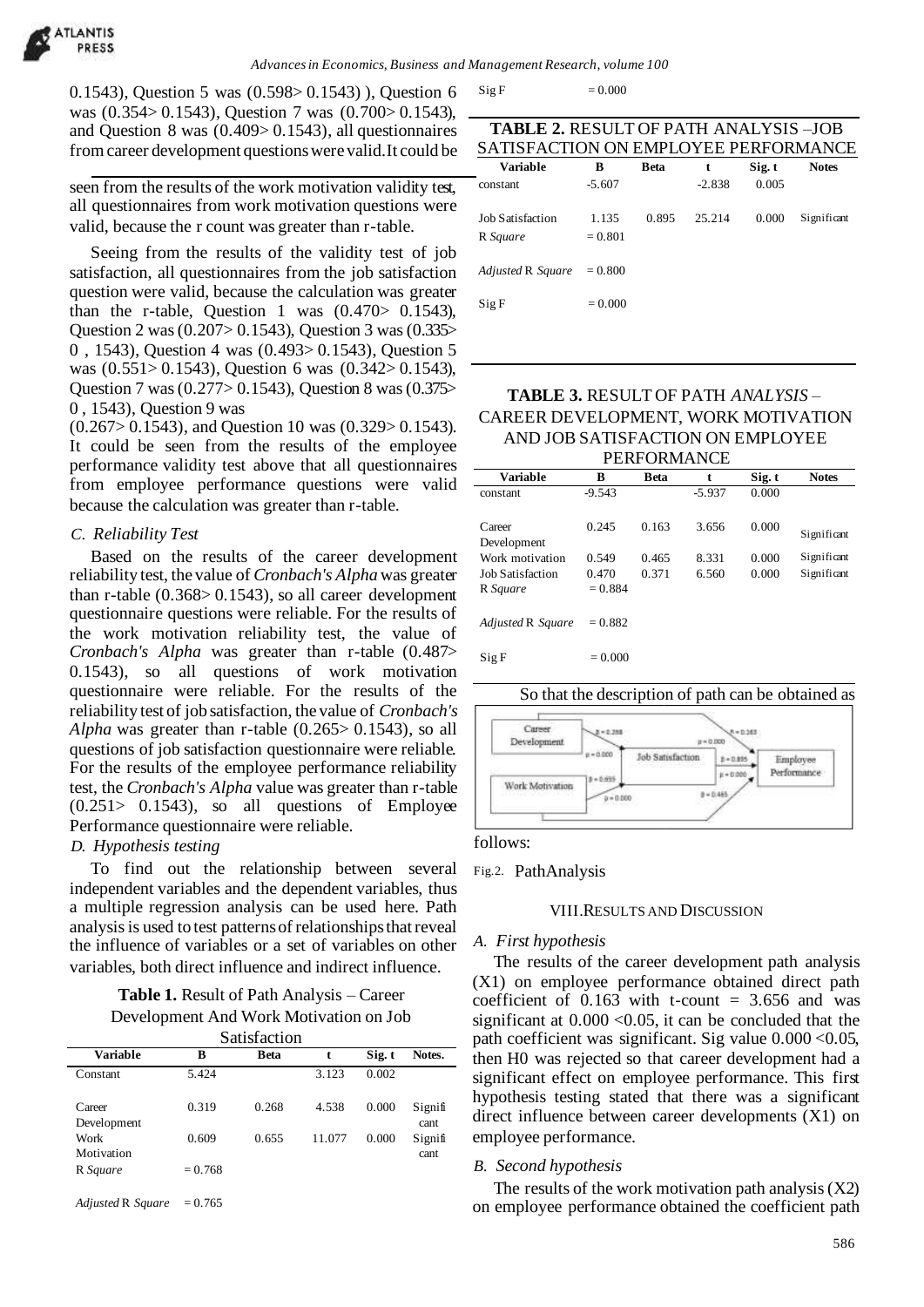0.1543), Question 5 was (0.598> 0.1543) ), Question 6 was (0.354> 0.1543), Question 7 was (0.700> 0.1543), and Question 8 was (0.409> 0.1543), all questionnaires from career development questions were valid.It could be seen from the results of the work motivation validity test, all questionnaires from work motivation questions were valid, because the r count was greater than r-table.

Seeing from the results of the validity test of job satisfaction, all questionnaires from the job satisfaction question were valid, because the calculation was greater than the r-table, Question 1 was (0.470> 0.1543), Question 2 was (0.207> 0.1543), Question 3 was (0.335> 0 , 1543), Question 4 was (0.493> 0.1543), Question 5 was (0.551> 0.1543), Question 6 was (0.342> 0.1543), Question 7 was (0.277> 0.1543), Question 8 was (0.375> 0 , 1543), Question 9 was (0.267> 0.1543), and Question 10 was (0.329> 0.1543). It could be seen from the results of the employee performance validity test above that all questionnaires from employee performance questions were valid because the calculation was greater than r-table.

### *C. Reliability Test*

Based on the results of the career development reliability test, the value of *Cronbach's Alpha* was greater than r-table (0.368> 0.1543), so all career development questionnaire questions were reliable. For the results of the work motivation reliability test, the value of *Cronbach's Alpha* was greater than r-table (0.487> 0.1543), so all questions of work motivation questionnaire were reliable. For the results of the reliability test of job satisfaction, the value of *Cronbach's Alpha* was greater than r-table (0.265> 0.1543), so all questions of job satisfaction questionnaire were reliable. For the results of the employee performance reliability test, the *Cronbach's Alpha* value was greater than r-table (0.251> 0.1543), so all questions of Employee Performance questionnaire were reliable.

### *D. Hypothesis testing*

To find out the relationship between several independent variables and the dependent variables, thus a multiple regression analysis can be used here. Path analysis is used to test patterns of relationships that reveal the influence of variables or a set of variables on other variables, both direct influence and indirect influence.

**Table 1.** Result of Path Analysis – Career Development And Work Motivation on Job Satisfaction

| Variable | B | Beta | t | Sig. t | Notes. |
|---|---|---|---|---|---|
| Constant | 5.424 | | 3.123 | 0.002 | |
| Career Development | 0.319 | 0.268 | 4.538 | 0.000 | Significant |
| Work Motivation | 0.609 | 0.655 | 11.077 | 0.000 | Significant |
| R *Square* | = 0.768 | | | | |
| *Adjusted* R *Square* | = 0.765 | | | | |
| Sig F | = 0.000 | | | | |

**TABLE 2.** RESULT OF PATH ANALYSIS –JOB SATISFACTION ON EMPLOYEE PERFORMANCE

| Variable | B | Beta | t | Sig. t | Notes |
|---|---|---|---|---|---|
| constant | -5.607 | | -2.838 | 0.005 | |
| Job Satisfaction | 1.135 | 0.895 | 25.214 | 0.000 | Significant |
| R *Square* | = 0.801 | | | | |
| *Adjusted* R *Square* | = 0.800 | | | | |
| Sig F | = 0.000 | | | | |

**TABLE 3.** RESULT OF PATH *ANALYSIS* – CAREER DEVELOPMENT, WORK MOTIVATION AND JOB SATISFACTION ON EMPLOYEE PERFORMANCE

| Variable | B | Beta | t | Sig. t | Notes |
|---|---|---|---|---|---|
| constant | -9.543 | | -5.937 | 0.000 | |
| Career Development | 0.245 | 0.163 | 3.656 | 0.000 | Significant |
| Work motivation | 0.549 | 0.465 | 8.331 | 0.000 | Significant |
| Job Satisfaction | 0.470 | 0.371 | 6.560 | 0.000 | Significant |
| R *Square* | = 0.884 | | | | |
| *Adjusted* R *Square* | = 0.882 | | | | |
| Sig F | = 0.000 | | | | |

So that the description of path can be obtained as follows:

Fig.2. PathAnalysis

## VIII. RESULTS AND DISCUSSION

### *A. First hypothesis*

The results of the career development path analysis (X1) on employee performance obtained direct path coefficient of 0.163 with t-count = 3.656 and was significant at 0.000 <0.05, it can be concluded that the path coefficient was significant. Sig value 0.000 <0.05, then H0 was rejected so that career development had a significant effect on employee performance. This first hypothesis testing stated that there was a significant direct influence between career developments (X1) on employee performance.

### *B. Second hypothesis*

The results of the work motivation path analysis (X2) on employee performance obtained the coefficient path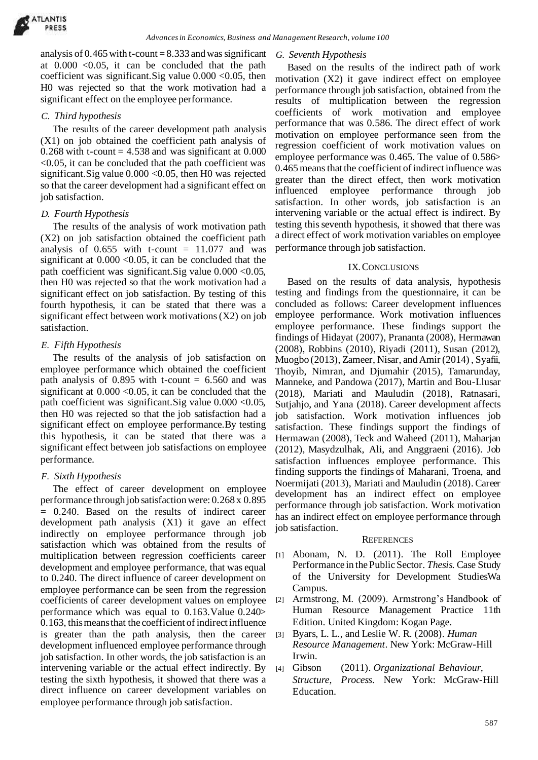analysis of 0.465 with t-count = 8.333 and was significant at 0.000 <0.05, it can be concluded that the path coefficient was significant.Sig value 0.000 <0.05, then H0 was rejected so that the work motivation had a significant effect on the employee performance.

### *C. Third hypothesis*

The results of the career development path analysis (X1) on job obtained the coefficient path analysis of 0.268 with t-count = 4.538 and was significant at 0.000 <0.05, it can be concluded that the path coefficient was significant.Sig value 0.000 <0.05, then H0 was rejected so that the career development had a significant effect on job satisfaction.

### *D. Fourth Hypothesis*

The results of the analysis of work motivation path (X2) on job satisfaction obtained the coefficient path analysis of 0.655 with t-count = 11.077 and was significant at 0.000 <0.05, it can be concluded that the path coefficient was significant.Sig value 0.000 <0.05, then H0 was rejected so that the work motivation had a significant effect on job satisfaction. By testing of this fourth hypothesis, it can be stated that there was a significant effect between work motivations (X2) on job satisfaction.

### *E. Fifth Hypothesis*

The results of the analysis of job satisfaction on employee performance which obtained the coefficient path analysis of 0.895 with t-count = 6.560 and was significant at 0.000 <0.05, it can be concluded that the path coefficient was significant.Sig value 0.000 <0.05, then H0 was rejected so that the job satisfaction had a significant effect on employee performance.By testing this hypothesis, it can be stated that there was a significant effect between job satisfactions on employee performance.

### *F. Sixth Hypothesis*

The effect of career development on employee performance through job satisfaction were: 0.268 x 0.895 = 0.240. Based on the results of indirect career development path analysis (X1) it gave an effect indirectly on employee performance through job satisfaction which was obtained from the results of multiplication between regression coefficients career development and employee performance, that was equal to 0.240. The direct influence of career development on employee performance can be seen from the regression coefficients of career development values on employee performance which was equal to 0.163.Value 0.240> 0.163, this means that the coefficient of indirect influence is greater than the path analysis, then the career development influenced employee performance through job satisfaction. In other words, the job satisfaction is an intervening variable or the actual effect indirectly. By testing the sixth hypothesis, it showed that there was a direct influence on career development variables on employee performance through job satisfaction.

### *G. Seventh Hypothesis*

Based on the results of the indirect path of work motivation (X2) it gave indirect effect on employee performance through job satisfaction, obtained from the results of multiplication between the regression coefficients of work motivation and employee performance that was 0.586. The direct effect of work motivation on employee performance seen from the regression coefficient of work motivation values on employee performance was 0.465. The value of 0.586> 0.465 means that the coefficient of indirect influence was greater than the direct effect, then work motivation influenced employee performance through job satisfaction. In other words, job satisfaction is an intervening variable or the actual effect is indirect. By testing this seventh hypothesis, it showed that there was a direct effect of work motivation variables on employee performance through job satisfaction.

## IX. CONCLUSIONS

Based on the results of data analysis, hypothesis testing and findings from the questionnaire, it can be concluded as follows: Career development influences employee performance. Work motivation influences employee performance. These findings support the findings of Hidayat (2007), Prananta (2008), Hermawan (2008), Robbins (2010), Riyadi (2011), Susan (2012), Muogbo (2013), Zameer, Nisar, and Amir (2014) , Syafii, Thoyib, Nimran, and Djumahir (2015), Tamarunday, Manneke, and Pandowa (2017), Martin and Bou-Llusar (2018), Mariati and Mauludin (2018), Ratnasari, Sutjahjo, and Yana (2018). Career development affects job satisfaction. Work motivation influences job satisfaction. These findings support the findings of Hermawan (2008), Teck and Waheed (2011), Maharjan (2012), Masydzulhak, Ali, and Anggraeni (2016). Job satisfaction influences employee performance. This finding supports the findings of Maharani, Troena, and Noermijati (2013), Mariati and Mauludin (2018). Career development has an indirect effect on employee performance through job satisfaction. Work motivation has an indirect effect on employee performance through job satisfaction.

## REFERENCES

[1] Abonam, N. D. (2011). The Roll Employee Performance in the Public Sector. *Thesis*. Case Study of the University for Development StudiesWa Campus.

[2] Armstrong, M. (2009). Armstrong's Handbook of Human Resource Management Practice 11th Edition. United Kingdom: Kogan Page.

[3] Byars, L. L., and Leslie W. R. (2008). *Human Resource Management*. New York: McGraw-Hill Irwin.

[4] Gibson (2011). *Organizational Behaviour, Structure, Process*. New York: McGraw-Hill Education.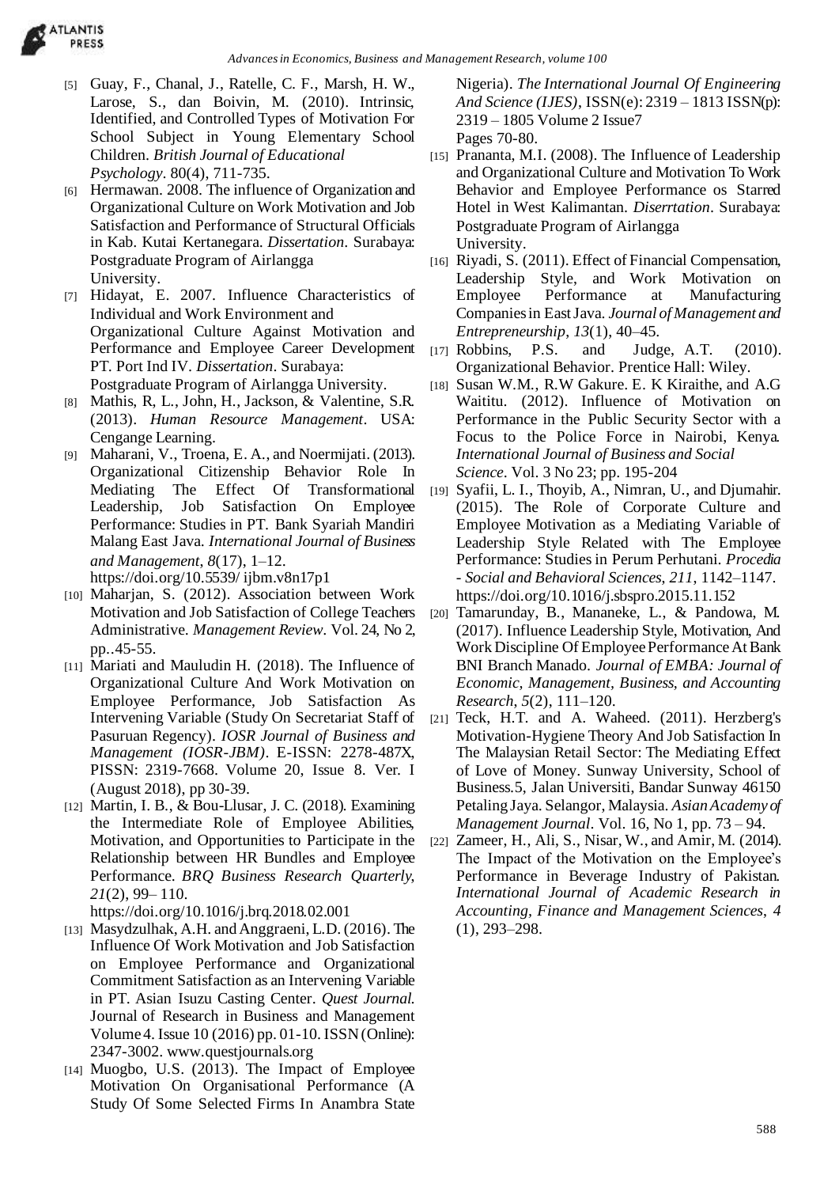[5] Guay, F., Chanal, J., Ratelle, C. F., Marsh, H. W., Larose, S., dan Boivin, M. (2010). Intrinsic, Identified, and Controlled Types of Motivation For School Subject in Young Elementary School Children. *British Journal of Educational Psychology*. 80(4), 711-735.

[6] Hermawan. 2008. The influence of Organization and Organizational Culture on Work Motivation and Job Satisfaction and Performance of Structural Officials in Kab. Kutai Kertanegara. *Dissertation*. Surabaya: Postgraduate Program of Airlangga University.

[7] Hidayat, E. 2007. Influence Characteristics of Individual and Work Environment and Organizational Culture Against Motivation and Performance and Employee Career Development PT. Port Ind IV. *Dissertation*. Surabaya: Postgraduate Program of Airlangga University.

[8] Mathis, R, L., John, H., Jackson, & Valentine, S.R. (2013). *Human Resource Management*. USA: Cengange Learning.

[9] Maharani, V., Troena, E. A., and Noermijati. (2013). Organizational Citizenship Behavior Role In Mediating The Effect Of Transformational Leadership, Job Satisfaction On Employee Performance: Studies in PT. Bank Syariah Mandiri Malang East Java. *International Journal of Business and Management*, *8*(17), 1–12. https://doi.org/10.5539/ ijbm.v8n17p1

[10] Maharjan, S. (2012). Association between Work Motivation and Job Satisfaction of College Teachers Administrative. *Management Review*. Vol. 24, No 2, pp..45-55.

[11] Mariati and Mauludin H. (2018). The Influence of Organizational Culture And Work Motivation on Employee Performance, Job Satisfaction As Intervening Variable (Study On Secretariat Staff of Pasuruan Regency). *IOSR Journal of Business and Management (IOSR-JBM)*. E-ISSN: 2278-487X, PISSN: 2319-7668. Volume 20, Issue 8. Ver. I (August 2018), pp 30-39.

[12] Martin, I. B., & Bou-Llusar, J. C. (2018). Examining the Intermediate Role of Employee Abilities, Motivation, and Opportunities to Participate in the Relationship between HR Bundles and Employee Performance. *BRQ Business Research Quarterly*, *21*(2), 99– 110. https://doi.org/10.1016/j.brq.2018.02.001

[13] Masydzulhak, A.H. and Anggraeni, L.D. (2016). The Influence Of Work Motivation and Job Satisfaction on Employee Performance and Organizational Commitment Satisfaction as an Intervening Variable in PT. Asian Isuzu Casting Center. *Quest Journal*. Journal of Research in Business and Management Volume 4. Issue 10 (2016) pp. 01-10. ISSN (Online): 2347-3002. www.questjournals.org

[14] Muogbo, U.S. (2013). The Impact of Employee Motivation On Organisational Performance (A Study Of Some Selected Firms In Anambra State Nigeria). *The International Journal Of Engineering And Science (IJES)*, ISSN(e): 2319 – 1813 ISSN(p): 2319 – 1805 Volume 2 Issue7 Pages 70-80.

[15] Prananta, M.I. (2008). The Influence of Leadership and Organizational Culture and Motivation To Work Behavior and Employee Performance os Starred Hotel in West Kalimantan. *Diserrtation*. Surabaya: Postgraduate Program of Airlangga University.

[16] Riyadi, S. (2011). Effect of Financial Compensation, Leadership Style, and Work Motivation on Employee Performance at Manufacturing Companies in East Java. *Journal of Management and Entrepreneurship*, *13*(1), 40–45.

[17] Robbins, P.S. and Judge, A.T. (2010). Organizational Behavior. Prentice Hall: Wiley.

[18] Susan W.M., R.W Gakure. E. K Kiraithe, and A.G Waititu. (2012). Influence of Motivation on Performance in the Public Security Sector with a Focus to the Police Force in Nairobi, Kenya. *International Journal of Business and Social Science*. Vol. 3 No 23; pp. 195-204

[19] Syafii, L. I., Thoyib, A., Nimran, U., and Djumahir. (2015). The Role of Corporate Culture and Employee Motivation as a Mediating Variable of Leadership Style Related with The Employee Performance: Studies in Perum Perhutani. *Procedia - Social and Behavioral Sciences*, *211*, 1142–1147. https://doi.org/10.1016/j.sbspro.2015.11.152

[20] Tamarunday, B., Mananeke, L., & Pandowa, M. (2017). Influence Leadership Style, Motivation, And Work Discipline Of Employee Performance At Bank BNI Branch Manado. *Journal of EMBA: Journal of Economic, Management, Business, and Accounting Research*, *5*(2), 111–120.

[21] Teck, H.T. and A. Waheed. (2011). Herzberg's Motivation-Hygiene Theory And Job Satisfaction In The Malaysian Retail Sector: The Mediating Effect of Love of Money. Sunway University, School of Business.5, Jalan Universiti, Bandar Sunway 46150 Petaling Jaya. Selangor, Malaysia. *Asian Academy of Management Journal*. Vol. 16, No 1, pp. 73 – 94.

[22] Zameer, H., Ali, S., Nisar, W., and Amir, M. (2014). The Impact of the Motivation on the Employee's Performance in Beverage Industry of Pakistan. *International Journal of Academic Research in Accounting, Finance and Management Sciences*, *4* (1), 293–298.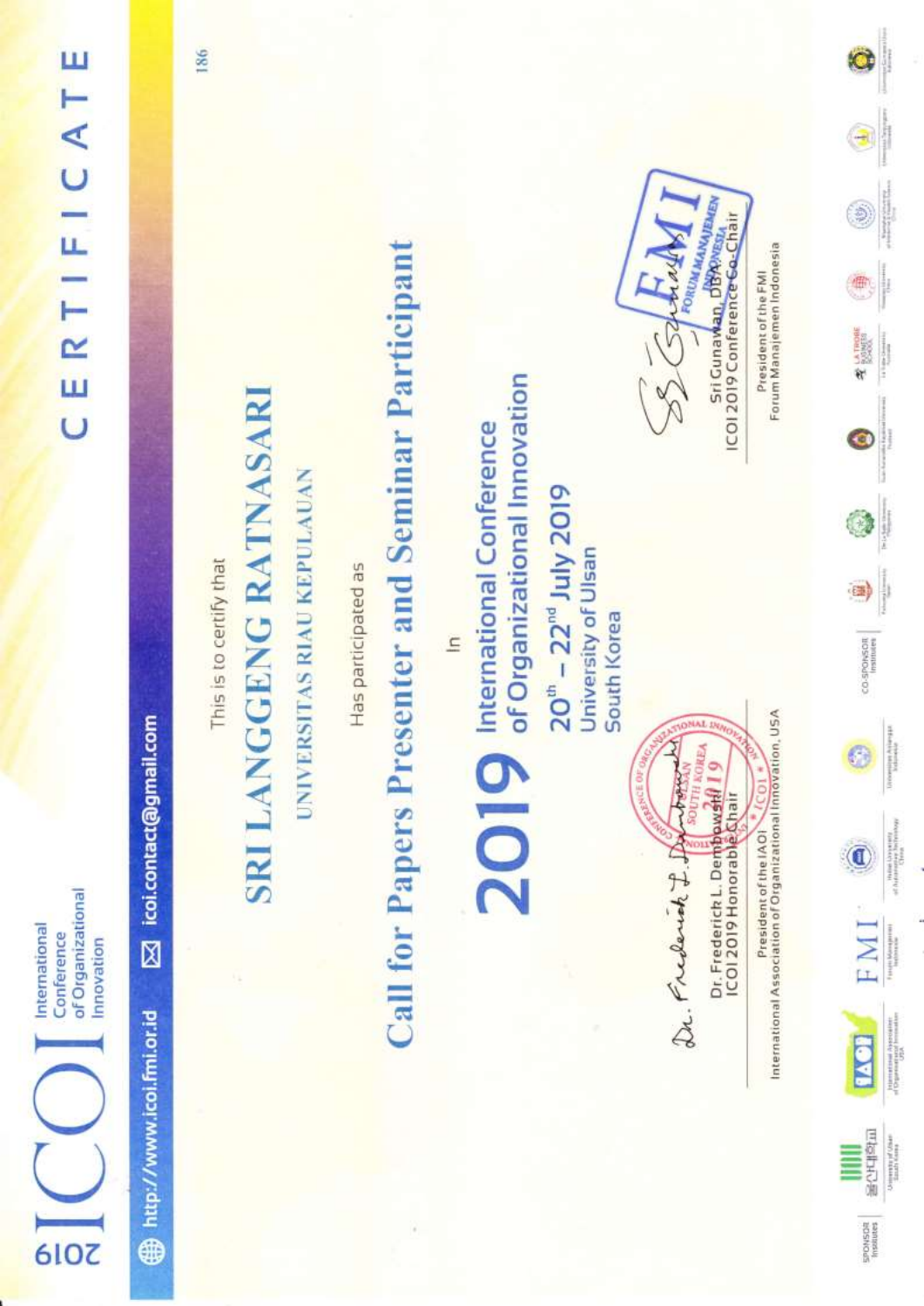# 2019 ICOI International Conference of Organizational Innovation

# CERTIFICATE

186

http://www.icoi.fmi.or.id icoi.contact@gmail.com

This is to certify that

## SRI LANGGENG RATNASARI

UNIVERSITAS RIAU KEPULAUAN

Has participated as

## Call for Papers Presenter and Seminar Participant

In

**2019 International Conference of Organizational Innovation**

$20^{th}$ – $22^{nd}$ July 2019
University of Ulsan
South Korea

Dr. Frederick L. Dembowski
ICOI 2019 Honorable Chair

President of the IAOI
International Association of Organizational Innovation, USA

Sri Gunawan, DBA
ICOI 2019 Conference Co-Chair

President of the FMI
Forum Manajemen Indonesia

SPONSOR Institutes: University of Ulsan South Korea; International Association of Organizational Innovation USA; Forum Manajemen Indonesia

CO-SPONSOR Institutes